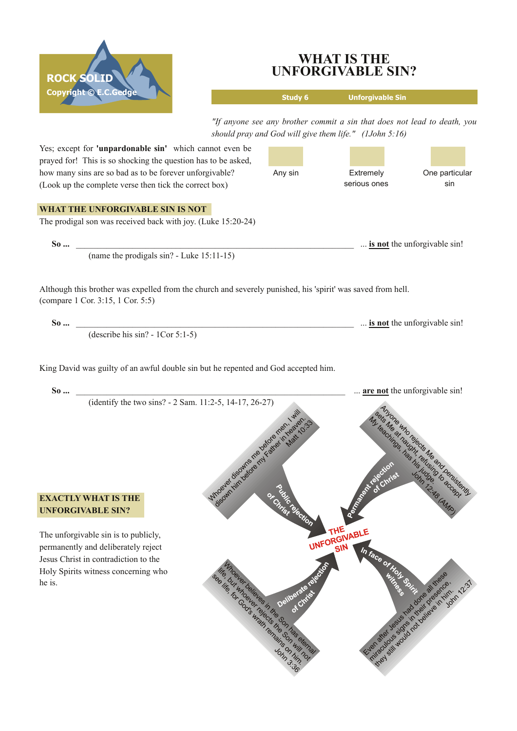ROCK SOLID
Copyright © E.C.Gedge

# WHAT IS THE UNFORGIVABLE SIN?

**Study 6** **Unforgivable Sin**

*"If anyone see any brother commit a sin that does not lead to death, you should pray and God will give them life." (1John 5:16)*

Yes; except for **'unpardonable sin'** which cannot even be prayed for! This is so shocking the question has to be asked, how many sins are so bad as to be forever unforgivable? (Look up the complete verse then tick the correct box)

- ☐ Any sin
- ☐ Extremely serious ones
- ☐ One particular sin

## WHAT THE UNFORGIVABLE SIN IS NOT

The prodigal son was received back with joy. (Luke 15:20-24)

**So ...** ______________________________ ... **is not** the unforgivable sin!
(name the prodigals sin? - Luke 15:11-15)

Although this brother was expelled from the church and severely punished, his 'spirit' was saved from hell. (compare 1 Cor. 3:15, 1 Cor. 5:5)

**So ...** ______________________________ ... **is not** the unforgivable sin!
(describe his sin? - 1Cor 5:1-5)

King David was guilty of an awful double sin but he repented and God accepted him.

**So ...** ______________________________ ... **are not** the unforgivable sin!
(identify the two sins? - 2 Sam. 11:2-5, 14-17, 26-27)

## EXACTLY WHAT IS THE UNFORGIVABLE SIN?

The unforgivable sin is to publicly, permanently and deliberately reject Jesus Christ in contradiction to the Holy Spirits witness concerning who he is.

**THE UNFORGIVABLE SIN**

- **Public rejection of Christ** — Whoever disowns me before men, I will disown him before my Father in heaven. Matt 10:33
- **Permanent rejection of Christ** — Anyone who rejects Me and persistently sets Me at naught, refusing to accept My teachings, has his judge. John 12:48 (AMP)
- **Deliberate rejection of Christ** — Whoever believes in the Son has eternal life, but whoever rejects the Son will not see life, for God's wrath remains on him. John 3:36
- **In face of Holy Spirit witness** — Even after Jesus had done all these miraculous signs in their presence, they still would not believe in him. John 12:37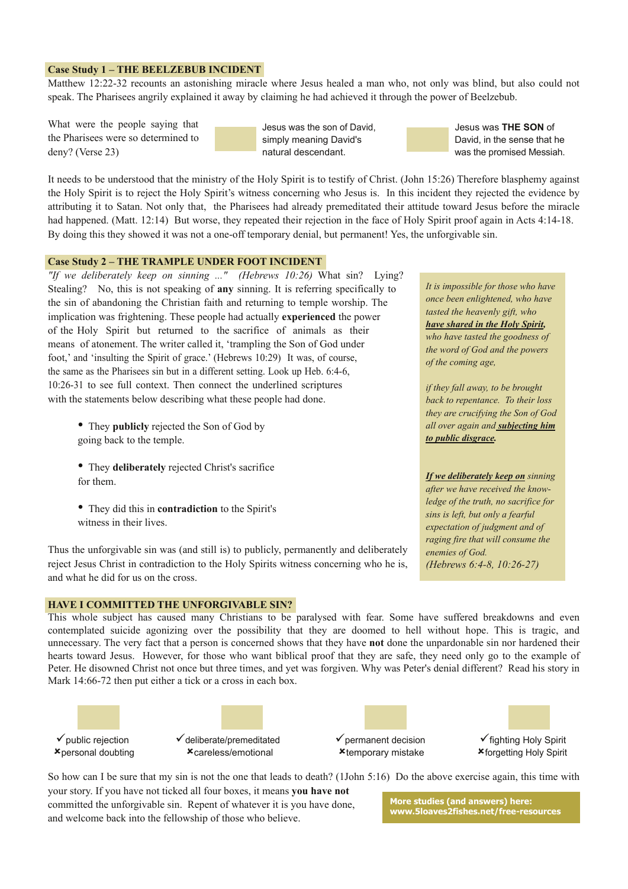## Case Study 1 – THE BEELZEBUB INCIDENT

Matthew 12:22-32 recounts an astonishing miracle where Jesus healed a man who, not only was blind, but also could not speak. The Pharisees angrily explained it away by claiming he had achieved it through the power of Beelzebub.

What were the people saying that the Pharisees were so determined to deny? (Verse 23)

- [ ] Jesus was the son of David, simply meaning David's natural descendant.
- [ ] Jesus was **THE SON** of David, in the sense that he was the promised Messiah.

It needs to be understood that the ministry of the Holy Spirit is to testify of Christ. (John 15:26) Therefore blasphemy against the Holy Spirit is to reject the Holy Spirit's witness concerning who Jesus is. In this incident they rejected the evidence by attributing it to Satan. Not only that, the Pharisees had already premeditated their attitude toward Jesus before the miracle had happened. (Matt. 12:14) But worse, they repeated their rejection in the face of Holy Spirit proof again in Acts 4:14-18. By doing this they showed it was not a one-off temporary denial, but permanent! Yes, the unforgivable sin.

## Case Study 2 – THE TRAMPLE UNDER FOOT INCIDENT

*"If we deliberately keep on sinning ..." (Hebrews 10:26)* What sin? Lying? Stealing? No, this is not speaking of **any** sinning. It is referring specifically to the sin of abandoning the Christian faith and returning to temple worship. The implication was frightening. These people had actually **experienced** the power of the Holy Spirit but returned to the sacrifice of animals as their means of atonement. The writer called it, 'trampling the Son of God under foot,' and 'insulting the Spirit of grace.' (Hebrews 10:29) It was, of course, the same as the Pharisees sin but in a different setting. Look up Heb. 6:4-6, 10:26-31 to see full context. Then connect the underlined scriptures with the statements below describing what these people had done.

- They **publicly** rejected the Son of God by going back to the temple.
- They **deliberately** rejected Christ's sacrifice for them.
- They did this in **contradiction** to the Spirit's witness in their lives.

> *It is impossible for those who have once been enlightened, who have tasted the heavenly gift, who* ***have shared in the Holy Spirit,*** *who have tasted the goodness of the word of God and the powers of the coming age,*
>
> *if they fall away, to be brought back to repentance. To their loss they are crucifying the Son of God all over again and* ***subjecting him to public disgrace.***
>
> ***If we deliberately keep on*** *sinning after we have received the knowledge of the truth, no sacrifice for sins is left, but only a fearful expectation of judgment and of raging fire that will consume the enemies of God.*
>
> *(Hebrews 6:4-8, 10:26-27)*

Thus the unforgivable sin was (and still is) to publicly, permanently and deliberately reject Jesus Christ in contradiction to the Holy Spirits witness concerning who he is, and what he did for us on the cross.

## HAVE I COMMITTED THE UNFORGIVABLE SIN?

This whole subject has caused many Christians to be paralysed with fear. Some have suffered breakdowns and even contemplated suicide agonizing over the possibility that they are doomed to hell without hope. This is tragic, and unnecessary. The very fact that a person is concerned shows that they have **not** done the unpardonable sin nor hardened their hearts toward Jesus. However, for those who want biblical proof that they are safe, they need only go to the example of Peter. He disowned Christ not once but three times, and yet was forgiven. Why was Peter's denial different? Read his story in Mark 14:66-72 then put either a tick or a cross in each box.

| | | | |
|---|---|---|---|
| ✓public rejection<br>✗personal doubting | ✓deliberate/premeditated<br>✗careless/emotional | ✓permanent decision<br>✗temporary mistake | ✓fighting Holy Spirit<br>✗forgetting Holy Spirit |

So how can I be sure that my sin is not the one that leads to death? (1John 5:16) Do the above exercise again, this time with your story. If you have not ticked all four boxes, it means **you have not** committed the unforgivable sin. Repent of whatever it is you have done, and welcome back into the fellowship of those who believe.

**More studies (and answers) here: www.5loaves2fishes.net/free-resources**